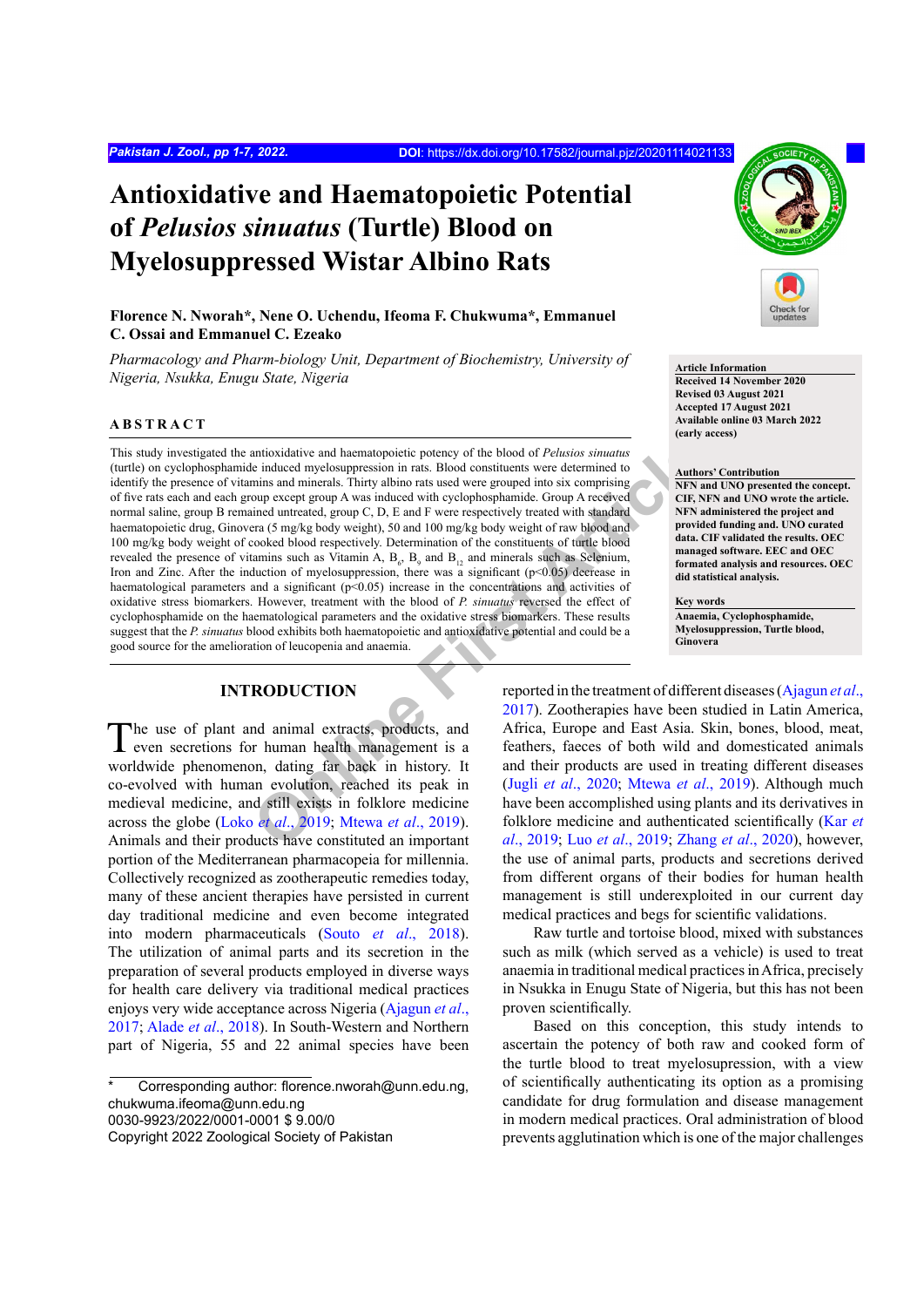# Antioxidative and Haematopoietic Potential of *Pelusios sinuatus* (Turtle) Blood on Myelosuppressed Wistar Albino Rats

**Florence N. Nworah\*, Nene O. Uchendu, Ifeoma F. Chukwuma\*, Emmanuel C. Ossai and Emmanuel C. Ezeako**

*Pharmacology and Pharm-biology Unit, Department of Biochemistry, University of Nigeria, Nsukka, Enugu State, Nigeria*

**Article Information**
Received 14 November 2020
Revised 03 August 2021
Accepted 17 August 2021
Available online 03 March 2022 (early access)

**Authors' Contribution**
NFN and UNO presented the concept. CIF, NFN and UNO wrote the article. NFN administered the project and provided funding and. UNO curated data. CIF validated the results. OEC managed software. EEC and OEC formated analysis and resources. OEC did statistical analysis.

**Key words**
Anaemia, Cyclophosphamide, Myelosuppression, Turtle blood, Ginovera

## ABSTRACT

This study investigated the antioxidative and haematopoietic potency of the blood of *Pelusios sinuatus* (turtle) on cyclophosphamide induced myelosuppression in rats. Blood constituents were determined to identify the presence of vitamins and minerals. Thirty albino rats used were grouped into six comprising of five rats each and each group except group A was induced with cyclophosphamide. Group A received normal saline, group B remained untreated, group C, D, E and F were respectively treated with standard haematopoietic drug, Ginovera (5 mg/kg body weight), 50 and 100 mg/kg body weight of raw blood and 100 mg/kg body weight of cooked blood respectively. Determination of the constituents of turtle blood revealed the presence of vitamins such as Vitamin A, $B_6$, $B_9$ and $B_{12}$ and minerals such as Selenium, Iron and Zinc. After the induction of myelosuppression, there was a significant ($p<0.05$) decrease in haematological parameters and a significant ($p<0.05$) increase in the concentrations and activities of oxidative stress biomarkers. However, treatment with the blood of *P. sinuatus* reversed the effect of cyclophosphamide on the haematological parameters and the oxidative stress biomarkers. These results suggest that the *P. sinuatus* blood exhibits both haematopoietic and antioxidative potential and could be a good source for the amelioration of leucopenia and anaemia.

## INTRODUCTION

The use of plant and animal extracts, products, and even secretions for human health management is a worldwide phenomenon, dating far back in history. It co-evolved with human evolution, reached its peak in medieval medicine, and still exists in folklore medicine across the globe (Loko *et al*., 2019; Mtewa *et al*., 2019). Animals and their products have constituted an important portion of the Mediterranean pharmacopeia for millennia. Collectively recognized as zootherapeutic remedies today, many of these ancient therapies have persisted in current day traditional medicine and even become integrated into modern pharmaceuticals (Souto *et al*., 2018). The utilization of animal parts and its secretion in the preparation of several products employed in diverse ways for health care delivery via traditional medical practices enjoys very wide acceptance across Nigeria (Ajagun *et al*., 2017; Alade *et al*., 2018). In South-Western and Northern part of Nigeria, 55 and 22 animal species have been reported in the treatment of different diseases (Ajagun *et al*., 2017). Zootherapies have been studied in Latin America, Africa, Europe and East Asia. Skin, bones, blood, meat, feathers, faeces of both wild and domesticated animals and their products are used in treating different diseases (Jugli *et al*., 2020; Mtewa *et al*., 2019). Although much have been accomplished using plants and its derivatives in folklore medicine and authenticated scientifically (Kar *et al*., 2019; Luo *et al*., 2019; Zhang *et al*., 2020), however, the use of animal parts, products and secretions derived from different organs of their bodies for human health management is still underexploited in our current day medical practices and begs for scientific validations.

Raw turtle and tortoise blood, mixed with substances such as milk (which served as a vehicle) is used to treat anaemia in traditional medical practices in Africa, precisely in Nsukka in Enugu State of Nigeria, but this has not been proven scientifically.

Based on this conception, this study intends to ascertain the potency of both raw and cooked form of the turtle blood to treat myelosupression, with a view of scientifically authenticating its option as a promising candidate for drug formulation and disease management in modern medical practices. Oral administration of blood prevents agglutination which is one of the major challenges

---

\* Corresponding author: florence.nworah@unn.edu.ng, chukwuma.ifeoma@unn.edu.ng
0030-9923/2022/0001-0001 $ 9.00/0
Copyright 2022 Zoological Society of Pakistan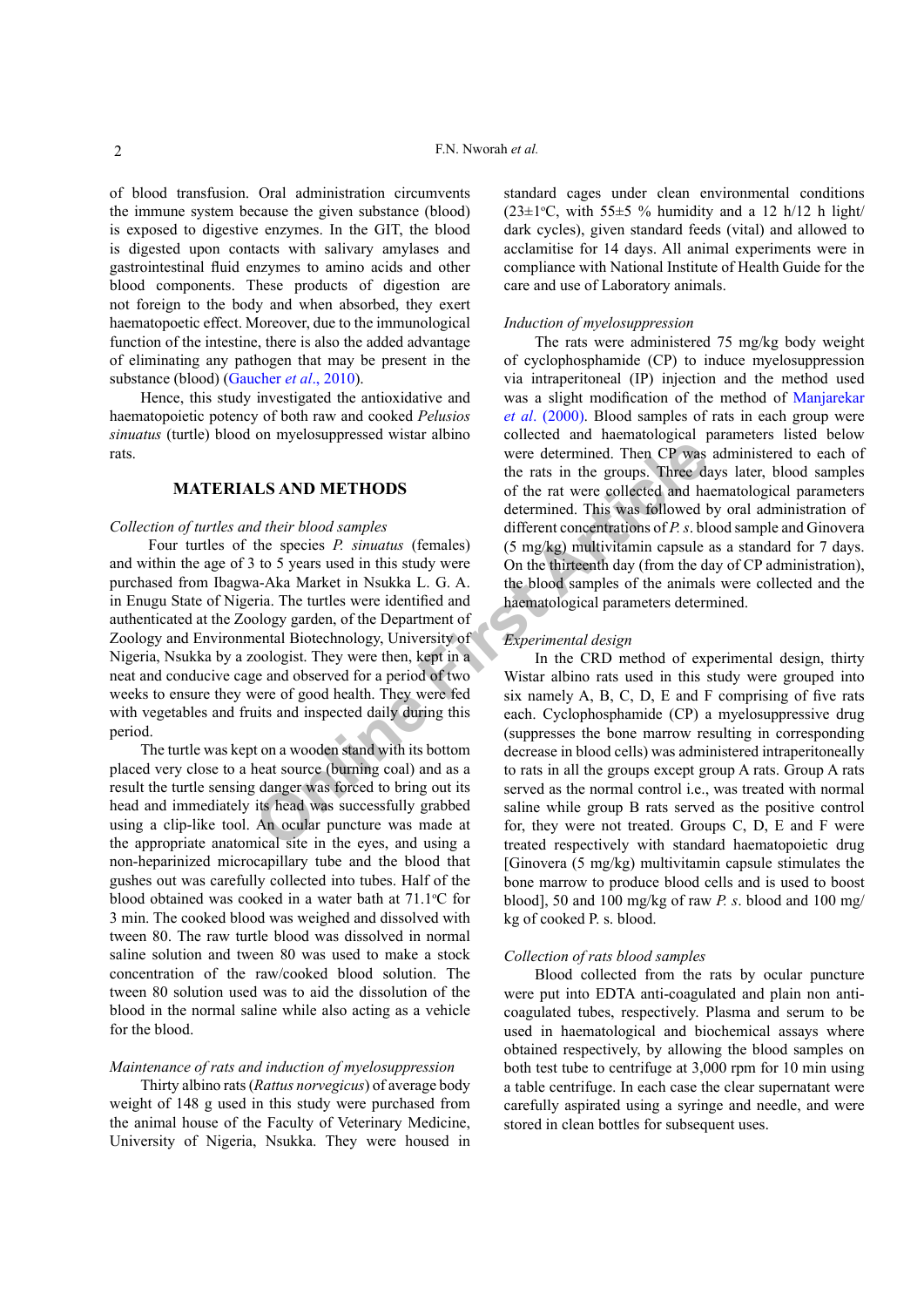of blood transfusion. Oral administration circumvents the immune system because the given substance (blood) is exposed to digestive enzymes. In the GIT, the blood is digested upon contacts with salivary amylases and gastrointestinal fluid enzymes to amino acids and other blood components. These products of digestion are not foreign to the body and when absorbed, they exert haematopoetic effect. Moreover, due to the immunological function of the intestine, there is also the added advantage of eliminating any pathogen that may be present in the substance (blood) (Gaucher *et al*., 2010).

Hence, this study investigated the antioxidative and haematopoietic potency of both raw and cooked *Pelusios sinuatus* (turtle) blood on myelosuppressed wistar albino rats.

## MATERIALS AND METHODS

### *Collection of turtles and their blood samples*

Four turtles of the species *P. sinuatus* (females) and within the age of 3 to 5 years used in this study were purchased from Ibagwa-Aka Market in Nsukka L. G. A. in Enugu State of Nigeria. The turtles were identified and authenticated at the Zoology garden, of the Department of Zoology and Environmental Biotechnology, University of Nigeria, Nsukka by a zoologist. They were then, kept in a neat and conducive cage and observed for a period of two weeks to ensure they were of good health. They were fed with vegetables and fruits and inspected daily during this period.

The turtle was kept on a wooden stand with its bottom placed very close to a heat source (burning coal) and as a result the turtle sensing danger was forced to bring out its head and immediately its head was successfully grabbed using a clip-like tool. An ocular puncture was made at the appropriate anatomical site in the eyes, and using a non-heparinized microcapillary tube and the blood that gushes out was carefully collected into tubes. Half of the blood obtained was cooked in a water bath at 71.1°C for 3 min. The cooked blood was weighed and dissolved with tween 80. The raw turtle blood was dissolved in normal saline solution and tween 80 was used to make a stock concentration of the raw/cooked blood solution. The tween 80 solution used was to aid the dissolution of the blood in the normal saline while also acting as a vehicle for the blood.

### *Maintenance of rats and induction of myelosuppression*

Thirty albino rats (*Rattus norvegicus*) of average body weight of 148 g used in this study were purchased from the animal house of the Faculty of Veterinary Medicine, University of Nigeria, Nsukka. They were housed in standard cages under clean environmental conditions (23±1°C, with 55±5 % humidity and a 12 h/12 h light/dark cycles), given standard feeds (vital) and allowed to acclamitise for 14 days. All animal experiments were in compliance with National Institute of Health Guide for the care and use of Laboratory animals.

### *Induction of myelosuppression*

The rats were administered 75 mg/kg body weight of cyclophosphamide (CP) to induce myelosuppression via intraperitoneal (IP) injection and the method used was a slight modification of the method of Manjarekar *et al*. (2000). Blood samples of rats in each group were collected and haematological parameters listed below were determined. Then CP was administered to each of the rats in the groups. Three days later, blood samples of the rat were collected and haematological parameters determined. This was followed by oral administration of different concentrations of *P. s*. blood sample and Ginovera (5 mg/kg) multivitamin capsule as a standard for 7 days. On the thirteenth day (from the day of CP administration), the blood samples of the animals were collected and the haematological parameters determined.

### *Experimental design*

In the CRD method of experimental design, thirty Wistar albino rats used in this study were grouped into six namely A, B, C, D, E and F comprising of five rats each. Cyclophosphamide (CP) a myelosuppressive drug (suppresses the bone marrow resulting in corresponding decrease in blood cells) was administered intraperitoneally to rats in all the groups except group A rats. Group A rats served as the normal control i.e., was treated with normal saline while group B rats served as the positive control for, they were not treated. Groups C, D, E and F were treated respectively with standard haematopoietic drug [Ginovera (5 mg/kg) multivitamin capsule stimulates the bone marrow to produce blood cells and is used to boost blood], 50 and 100 mg/kg of raw *P. s*. blood and 100 mg/kg of cooked P. s. blood.

### *Collection of rats blood samples*

Blood collected from the rats by ocular puncture were put into EDTA anti-coagulated and plain non anti-coagulated tubes, respectively. Plasma and serum to be used in haematological and biochemical assays where obtained respectively, by allowing the blood samples on both test tube to centrifuge at 3,000 rpm for 10 min using a table centrifuge. In each case the clear supernatant were carefully aspirated using a syringe and needle, and were stored in clean bottles for subsequent uses.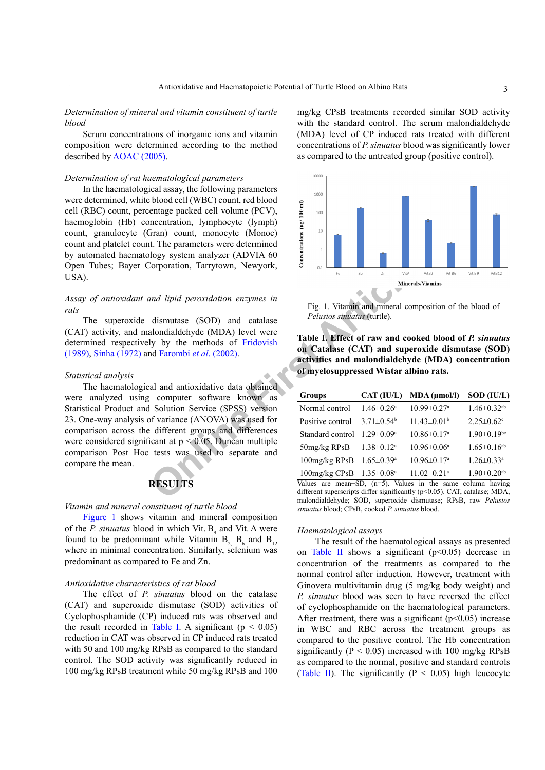*Determination of mineral and vitamin constituent of turtle blood*

Serum concentrations of inorganic ions and vitamin composition were determined according to the method described by AOAC (2005).

*Determination of rat haematological parameters*

In the haematological assay, the following parameters were determined, white blood cell (WBC) count, red blood cell (RBC) count, percentage packed cell volume (PCV), haemoglobin (Hb) concentration, lymphocyte (lymph) count, granulocyte (Gran) count, monocyte (Monoc) count and platelet count. The parameters were determined by automated haematology system analyzer (ADVIA 60 Open Tubes; Bayer Corporation, Tarrytown, Newyork, USA).

*Assay of antioxidant and lipid peroxidation enzymes in rats*

The superoxide dismutase (SOD) and catalase (CAT) activity, and malondialdehyde (MDA) level were determined respectively by the methods of Fridovish (1989), Sinha (1972) and Farombi *et al*. (2002).

*Statistical analysis*

The haematological and antioxidative data obtained were analyzed using computer software known as Statistical Product and Solution Service (SPSS) version 23. One-way analysis of variance (ANOVA) was used for comparison across the different groups and differences were considered significant at $p < 0.05$. Duncan multiple comparison Post Hoc tests was used to separate and compare the mean.

## RESULTS

*Vitamin and mineral constituent of turtle blood*

Figure 1 shows vitamin and mineral composition of the *P. sinuatus* blood in which Vit. $B_9$ and Vit. A were found to be predominant while Vitamin $B_2$, $B_6$ and $B_{12}$ where in minimal concentration. Similarly, selenium was predominant as compared to Fe and Zn.

*Antioxidative characteristics of rat blood*

The effect of *P. sinuatus* blood on the catalase (CAT) and superoxide dismutase (SOD) activities of Cyclophosphamide (CP) induced rats was observed and the result recorded in Table I. A significant ($p < 0.05$) reduction in CAT was observed in CP induced rats treated with 50 and 100 mg/kg RPsB as compared to the standard control. The SOD activity was significantly reduced in 100 mg/kg RPsB treatment while 50 mg/kg RPsB and 100 mg/kg CPsB treatments recorded similar SOD activity with the standard control. The serum malondialdehyde (MDA) level of CP induced rats treated with different concentrations of *P. sinuatus* blood was significantly lower as compared to the untreated group (positive control).

10000
1000
100
10
1
0.1
Concentrations (µg/ 100 ml)
Fe Se Zn VitA VitB2 Vit B6 Vit B9 VitB12
Minerals/Viamins

Fig. 1. Vitamin and mineral composition of the blood of *Pelusios sinuatus* (turtle).

**Table I. Effect of raw and cooked blood of *P. sinuatus* on Catalase (CAT) and superoxide dismutase (SOD) activities and malondialdehyde (MDA) concentration of myelosuppressed Wistar albino rats.**

| Groups | CAT (IU/L) | MDA (µmol/l) | SOD (IU/L) |
|---|---|---|---|
| Normal control | 1.46±0.26[a] | 10.99±0.27[a] | 1.46±0.32[ab] |
| Positive control | 3.71±0.54[b] | 11.43±0.01[b] | 2.25±0.62[c] |
| Standard control | 1.29±0.09[a] | 10.86±0.17[a] | 1.90±0.19[bc] |
| 50mg/kg RPsB | 1.38±0.12[a] | 10.96±0.06[a] | 1.65±0.16[ab] |
| 100mg/kg RPsB | 1.65±0.39[a] | 10.96±0.17[a] | 1.26±0.33[a] |
| 100mg/kg CPsB | 1.35±0.08[a] | 11.02±0.21[a] | 1.90±0.20[ab] |

Values are mean±SD, (n=5). Values in the same column having different superscripts differ significantly (p<0.05). CAT, catalase; MDA, malondialdehyde; SOD, superoxide dismutase; RPsB, raw *Pelusios sinuatus* blood; CPsB, cooked *P. sinuatus* blood.

*Haematological assays*

The result of the haematological assays as presented on Table II shows a significant ($p<0.05$) decrease in concentration of the treatments as compared to the normal control after induction. However, treatment with Ginovera multivitamin drug (5 mg/kg body weight) and *P. sinuatus* blood was seen to have reversed the effect of cyclophosphamide on the haematological parameters. After treatment, there was a significant ($p<0.05$) increase in WBC and RBC across the treatment groups as compared to the positive control. The Hb concentration significantly ($P < 0.05$) increased with 100 mg/kg RPsB as compared to the normal, positive and standard controls (Table II). The significantly ($P < 0.05$) high leucocyte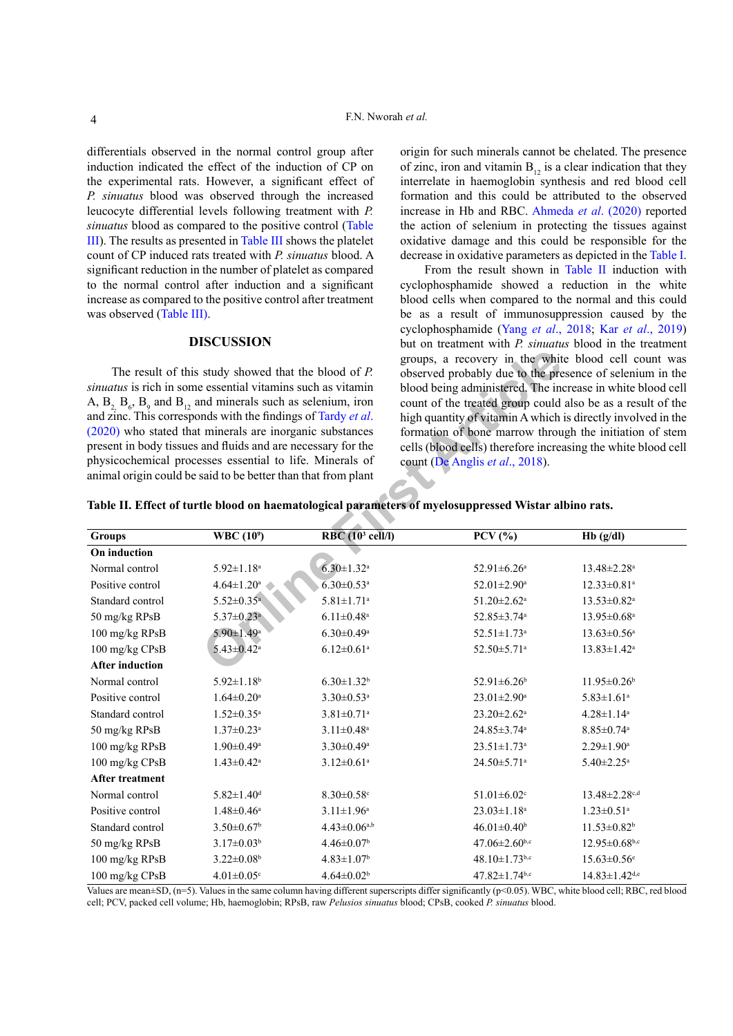differentials observed in the normal control group after induction indicated the effect of the induction of CP on the experimental rats. However, a significant effect of *P. sinuatus* blood was observed through the increased leucocyte differential levels following treatment with *P. sinuatus* blood as compared to the positive control (Table III). The results as presented in Table III shows the platelet count of CP induced rats treated with *P. sinuatus* blood. A significant reduction in the number of platelet as compared to the normal control after induction and a significant increase as compared to the positive control after treatment was observed (Table III).

## DISCUSSION

The result of this study showed that the blood of *P. sinuatus* is rich in some essential vitamins such as vitamin A, $B_2$, $B_6$, $B_9$ and $B_{12}$ and minerals such as selenium, iron and zinc. This corresponds with the findings of Tardy *et al.* (2020) who stated that minerals are inorganic substances present in body tissues and fluids and are necessary for the physicochemical processes essential to life. Minerals of animal origin could be said to be better than that from plant origin for such minerals cannot be chelated. The presence of zinc, iron and vitamin $B_{12}$ is a clear indication that they interrelate in haemoglobin synthesis and red blood cell formation and this could be attributed to the observed increase in Hb and RBC. Ahmeda *et al.* (2020) reported the action of selenium in protecting the tissues against oxidative damage and this could be responsible for the decrease in oxidative parameters as depicted in the Table I.

From the result shown in Table II induction with cyclophosphamide showed a reduction in the white blood cells when compared to the normal and this could be as a result of immunosuppression caused by the cyclophosphamide (Yang *et al.*, 2018; Kar *et al.*, 2019) but on treatment with *P. sinuatus* blood in the treatment groups, a recovery in the white blood cell count was observed probably due to the presence of selenium in the blood being administered. The increase in white blood cell count of the treated group could also be as a result of the high quantity of vitamin A which is directly involved in the formation of bone marrow through the initiation of stem cells (blood cells) therefore increasing the white blood cell count (De Anglis *et al.*, 2018).

**Table II. Effect of turtle blood on haematological parameters of myelosuppressed Wistar albino rats.**

| Groups | WBC ($10^9$) | RBC ($10^3$ cell/l) | PCV (%) | Hb (g/dl) |
|---|---|---|---|---|
| **On induction** | | | | |
| Normal control | 5.92±1.18[a] | 6.30±1.32[a] | 52.91±6.26[a] | 13.48±2.28[a] |
| Positive control | 4.64±1.20[a] | 6.30±0.53[a] | 52.01±2.90[a] | 12.33±0.81[a] |
| Standard control | 5.52±0.35[a] | 5.81±1.71[a] | 51.20±2.62[a] | 13.53±0.82[a] |
| 50 mg/kg RPsB | 5.37±0.23[a] | 6.11±0.48[a] | 52.85±3.74[a] | 13.95±0.68[a] |
| 100 mg/kg RPsB | 5.90±1.49[a] | 6.30±0.49[a] | 52.51±1.73[a] | 13.63±0.56[a] |
| 100 mg/kg CPsB | 5.43±0.42[a] | 6.12±0.61[a] | 52.50±5.71[a] | 13.83±1.42[a] |
| **After induction** | | | | |
| Normal control | 5.92±1.18[b] | 6.30±1.32[b] | 52.91±6.26[b] | 11.95±0.26[b] |
| Positive control | 1.64±0.20[a] | 3.30±0.53[a] | 23.01±2.90[a] | 5.83±1.61[a] |
| Standard control | 1.52±0.35[a] | 3.81±0.71[a] | 23.20±2.62[a] | 4.28±1.14[a] |
| 50 mg/kg RPsB | 1.37±0.23[a] | 3.11±0.48[a] | 24.85±3.74[a] | 8.85±0.74[a] |
| 100 mg/kg RPsB | 1.90±0.49[a] | 3.30±0.49[a] | 23.51±1.73[a] | 2.29±1.90[a] |
| 100 mg/kg CPsB | 1.43±0.42[a] | 3.12±0.61[a] | 24.50±5.71[a] | 5.40±2.25[a] |
| **After treatment** | | | | |
| Normal control | 5.82±1.40[d] | 8.30±0.58[c] | 51.01±6.02[c] | 13.48±2.28[c,d] |
| Positive control | 1.48±0.46[a] | 3.11±1.96[a] | 23.03±1.18[a] | 1.23±0.51[a] |
| Standard control | 3.50±0.67[b] | 4.43±0.06[a,b] | 46.01±0.40[b] | 11.53±0.82[b] |
| 50 mg/kg RPsB | 3.17±0.03[b] | 4.46±0.07[b] | 47.06±2.60[b,c] | 12.95±0.68[b,c] |
| 100 mg/kg RPsB | 3.22±0.08[b] | 4.83±1.07[b] | 48.10±1.73[b,c] | 15.63±0.56[c] |
| 100 mg/kg CPsB | 4.01±0.05[c] | 4.64±0.02[b] | 47.82±1.74[b,c] | 14.83±1.42[d,e] |

Values are mean±SD, (n=5). Values in the same column having different superscripts differ significantly ($p<0.05$). WBC, white blood cell; RBC, red blood cell; PCV, packed cell volume; Hb, haemoglobin; RPsB, raw *Pelusios sinuatus* blood; CPsB, cooked *P. sinuatus* blood.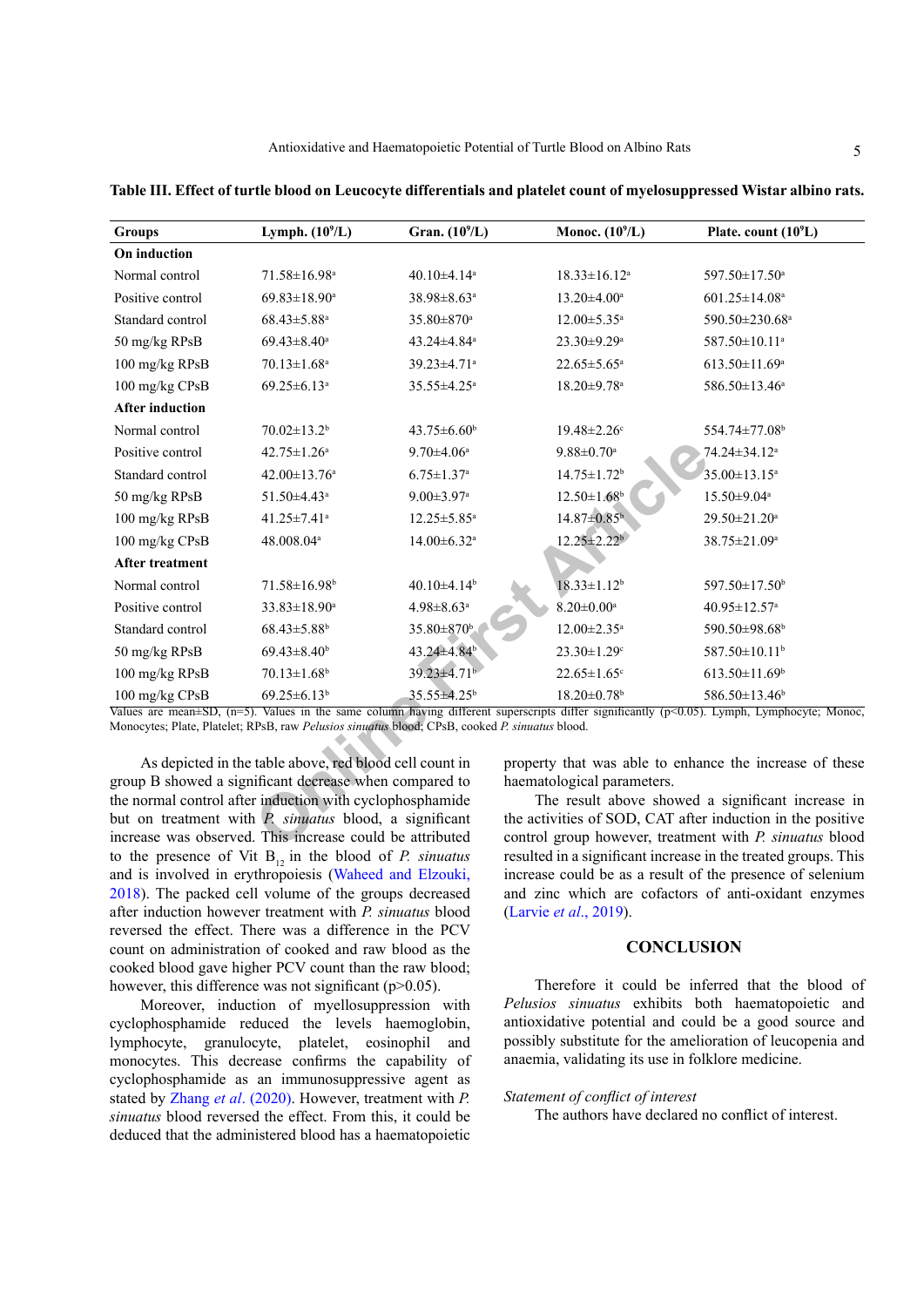**Table III. Effect of turtle blood on Leucocyte differentials and platelet count of myelosuppressed Wistar albino rats.**

| Groups | Lymph. ($10^9$/L) | Gran. ($10^9$/L) | Monoc. ($10^9$/L) | Plate. count ($10^9$L) |
|---|---|---|---|---|
| **On induction** | | | | |
| Normal control | 71.58±16.98[a] | 40.10±4.14[a] | 18.33±16.12[a] | 597.50±17.50[a] |
| Positive control | 69.83±18.90[a] | 38.98±8.63[a] | 13.20±4.00[a] | 601.25±14.08[a] |
| Standard control | 68.43±5.88[a] | 35.80±870[a] | 12.00±5.35[a] | 590.50±230.68[a] |
| 50 mg/kg RPsB | 69.43±8.40[a] | 43.24±4.84[a] | 23.30±9.29[a] | 587.50±10.11[a] |
| 100 mg/kg RPsB | 70.13±1.68[a] | 39.23±4.71[a] | 22.65±5.65[a] | 613.50±11.69[a] |
| 100 mg/kg CPsB | 69.25±6.13[a] | 35.55±4.25[a] | 18.20±9.78[a] | 586.50±13.46[a] |
| **After induction** | | | | |
| Normal control | 70.02±13.2[b] | 43.75±6.60[b] | 19.48±2.26[c] | 554.74±77.08[b] |
| Positive control | 42.75±1.26[a] | 9.70±4.06[a] | 9.88±0.70[a] | 74.24±34.12[a] |
| Standard control | 42.00±13.76[a] | 6.75±1.37[a] | 14.75±1.72[b] | 35.00±13.15[a] |
| 50 mg/kg RPsB | 51.50±4.43[a] | 9.00±3.97[a] | 12.50±1.68[b] | 15.50±9.04[a] |
| 100 mg/kg RPsB | 41.25±7.41[a] | 12.25±5.85[a] | 14.87±0.85[b] | 29.50±21.20[a] |
| 100 mg/kg CPsB | 48.008.04[a] | 14.00±6.32[a] | 12.25±2.22[b] | 38.75±21.09[a] |
| **After treatment** | | | | |
| Normal control | 71.58±16.98[b] | 40.10±4.14[b] | 18.33±1.12[b] | 597.50±17.50[b] |
| Positive control | 33.83±18.90[a] | 4.98±8.63[a] | 8.20±0.00[a] | 40.95±12.57[a] |
| Standard control | 68.43±5.88[b] | 35.80±870[b] | 12.00±2.35[a] | 590.50±98.68[b] |
| 50 mg/kg RPsB | 69.43±8.40[b] | 43.24±4.84[b] | 23.30±1.29[c] | 587.50±10.11[b] |
| 100 mg/kg RPsB | 70.13±1.68[b] | 39.23±4.71[b] | 22.65±1.65[c] | 613.50±11.69[b] |
| 100 mg/kg CPsB | 69.25±6.13[b] | 35.55±4.25[b] | 18.20±0.78[b] | 586.50±13.46[b] |

Values are mean±SD, (n=5). Values in the same column having different superscripts differ significantly ($p<0.05$). Lymph, Lymphocyte; Monoc, Monocytes; Plate, Platelet; RPsB, raw *Pelusios sinuatus* blood; CPsB, cooked *P. sinuatus* blood.

As depicted in the table above, red blood cell count in group B showed a significant decrease when compared to the normal control after induction with cyclophosphamide but on treatment with *P. sinuatus* blood, a significant increase was observed. This increase could be attributed to the presence of Vit $B_{12}$ in the blood of *P. sinuatus* and is involved in erythropoiesis (Waheed and Elzouki, 2018). The packed cell volume of the groups decreased after induction however treatment with *P. sinuatus* blood reversed the effect. There was a difference in the PCV count on administration of cooked and raw blood as the cooked blood gave higher PCV count than the raw blood; however, this difference was not significant ($p>0.05$).

Moreover, induction of myellosuppression with cyclophosphamide reduced the levels haemoglobin, lymphocyte, granulocyte, platelet, eosinophil and monocytes. This decrease confirms the capability of cyclophosphamide as an immunosuppressive agent as stated by Zhang *et al*. (2020). However, treatment with *P. sinuatus* blood reversed the effect. From this, it could be deduced that the administered blood has a haematopoietic property that was able to enhance the increase of these haematological parameters.

The result above showed a significant increase in the activities of SOD, CAT after induction in the positive control group however, treatment with *P. sinuatus* blood resulted in a significant increase in the treated groups. This increase could be as a result of the presence of selenium and zinc which are cofactors of anti-oxidant enzymes (Larvie *et al*., 2019).

## CONCLUSION

Therefore it could be inferred that the blood of *Pelusios sinuatus* exhibits both haematopoietic and antioxidative potential and could be a good source and possibly substitute for the amelioration of leucopenia and anaemia, validating its use in folklore medicine.

*Statement of conflict of interest*

The authors have declared no conflict of interest.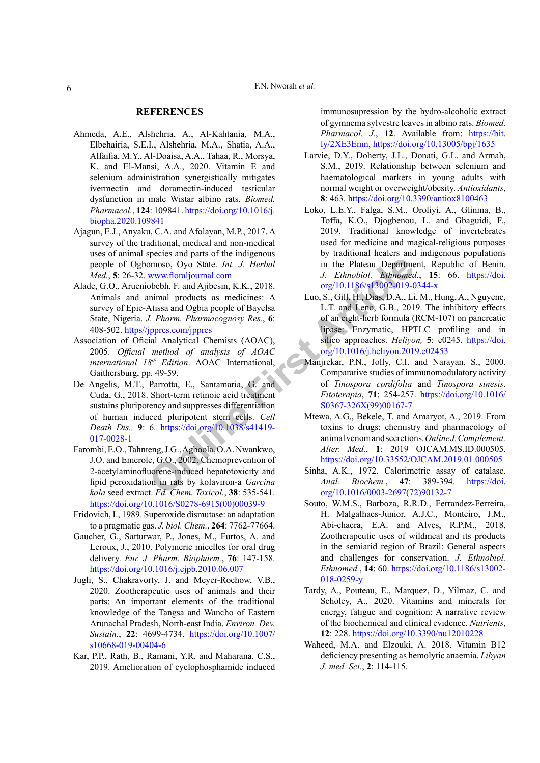## REFERENCES

Ahmeda, A.E., Alshehria, A., Al-Kahtania, M.A., Elbehairia, S.E.I., Alshehria, M.A., Shatia, A.A., Alfaifia, M.Y., Al-Doaisa, A.A., Tahaa, R., Morsya, K. and El-Mansi, A.A., 2020. Vitamin E and selenium administration synergistically mitigates ivermectin and doramectin-induced testicular dysfunction in male Wistar albino rats. *Biomed. Pharmacol.*, **124**: 109841. https://doi.org/10.1016/j.biopha.2020.109841

Ajagun, E.J., Anyaku, C.A. and Afolayan, M.P., 2017. A survey of the traditional, medical and non-medical uses of animal species and parts of the indigenous people of Ogbomoso, Oyo State. *Int. J. Herbal Med.*, **5**: 26-32. www.floraljournal.com

Alade, G.O., Arueniobebh, F. and Ajibesin, K.K., 2018. Animals and animal products as medicines: A survey of Epie-Atissa and Ogbia people of Bayelsa State, Nigeria. *J. Pharm. Pharmacognosy Res.*, **6**: 408-502. https//jppres.com/jppres

Association of Oficial Analytical Chemists (AOAC), 2005. *Official method of analysis of AOAC international 18th Edition*. AOAC International, Gaithersburg, pp. 49-59.

De Angelis, M.T., Parrotta, E., Santamaria, G. and Cuda, G., 2018. Short-term retinoic acid treatment sustains pluripotency and suppresses differentiation of human induced pluripotent stem cells. *Cell Death Dis.,* **9**: 6. https://doi.org/10.1038/s41419-017-0028-1

Farombi, E.O., Tahnteng, J.G., Agboola, O.A. Nwankwo, J.O. and Emerole, G.O., 2002. Chemoprevention of 2-acetylaminofluorene-induced hepatotoxicity and lipid peroxidation in rats by kolaviron-a *Garcina kola* seed extract. *Fd. Chem. Toxicol.*, **38**: 535-541. https://doi.org/10.1016/S0278-6915(00)00039-9

Fridovich, I., 1989. Superoxide dismutase: an adaptation to a pragmatic gas. *J. biol. Chem.*, **264**: 7762-77664.

Gaucher, G., Satturwar, P., Jones, M., Furtos, A. and Leroux, J., 2010. Polymeric micelles for oral drug delivery. *Eur. J. Pharm. Biopharm.*, **76**: 147-158. https://doi.org/10.1016/j.ejpb.2010.06.007

Jugli, S., Chakravorty, J. and Meyer-Rochow, V.B., 2020. Zootherapeutic uses of animals and their parts: An important elements of the traditional knowledge of the Tangsa and Wancho of Eastern Arunachal Pradesh, North-east India. *Environ. Dev. Sustain.*, **22**: 4699-4734. https://doi.org/10.1007/s10668-019-00404-6

Kar, P.P., Rath, B., Ramani, Y.R. and Maharana, C.S., 2019. Amelioration of cyclophosphamide induced immunosupression by the hydro-alcoholic extract of gymnema sylvestre leaves in albino rats. *Biomed. Pharmacol. J.*, **12**. Available from: https://bit.ly/2XE3Emn, https://doi.org/10.13005/bpj/1635

Larvie, D.Y., Doherty, J.L., Donati, G.L. and Armah, S.M., 2019. Relationship between selenium and haematological markers in young adults with normal weight or overweight/obesity. *Antioxidants*, **8**: 463. https://doi.org/10.3390/antiox8100463

Loko, L.E.Y., Falga, S.M., Oroliyi, A., Glinma, B., Toffa, K.O., Djogbenou, L. and Gbaguidi, F., 2019. Traditional knowledge of invertebrates used for medicine and magical-religious purposes by traditional healers and indigenous populations in the Plateau Department, Republic of Benin. *J. Ethnobiol. Ethnomed.*, **15**: 66. https://doi.org/10.1186/s13002-019-0344-x

Luo, S., Gill, H., Dias, D.A., Li, M., Hung, A., Nguyenc, L.T. and Leno, G.B., 2019. The inhibitory effects of an eight-herb formula (RCM-107) on pancreatic lipase: Enzymatic, HPTLC profiling and in silico approaches. *Heliyon,* **5**: e0245. https://doi.org/10.1016/j.heliyon.2019.e02453

Manjrekar, P.N., Jolly, C.I. and Narayan, S., 2000. Comparative studies of immunomodulatory activity of *Tinospora cordifolia* and *Tinospora sinesis*. *Fitoterapia*, **71**: 254-257. https://doi.org/10.1016/S0367-326X(99)00167-7

Mtewa, A.G., Bekele, T. and Amaryot, A., 2019. From toxins to drugs: chemistry and pharmacology of animal venom and secretions. *Online J. Complement. Alter. Med.*, **1**: 2019 OJCAM.MS.ID.000505. https://doi.org/10.33552/OJCAM.2019.01.000505

Sinha, A.K., 1972. Calorimetric assay of catalase. *Anal. Biochem.*, **47**: 389-394. https://doi.org/10.1016/0003-2697(72)90132-7

Souto, W.M.S., Barboza, R.R.D., Ferrandez-Ferreira, H. Malgalhaes-Junior, A.J.C., Monteiro, J.M., Abi-chacra, E.A. and Alves, R.P.M., 2018. Zootherapeutic uses of wildmeat and its products in the semiarid region of Brazil: General aspects and challenges for conservation. *J. Ethnobiol. Ethnomed.*, **14**: 60. https://doi.org/10.1186/s13002-018-0259-y

Tardy, A., Pouteau, E., Marquez, D., Yilmaz, C. and Scholey, A., 2020. Vitamins and minerals for energy, fatigue and cognition: A narrative review of the biochemical and clinical evidence. *Nutrients*, **12**: 228. https://doi.org/10.3390/nu12010228

Waheed, M.A. and Elzouki, A. 2018. Vitamin B12 deficiency presenting as hemolytic anaemia. *Libyan J. med. Sci.*, **2**: 114-115.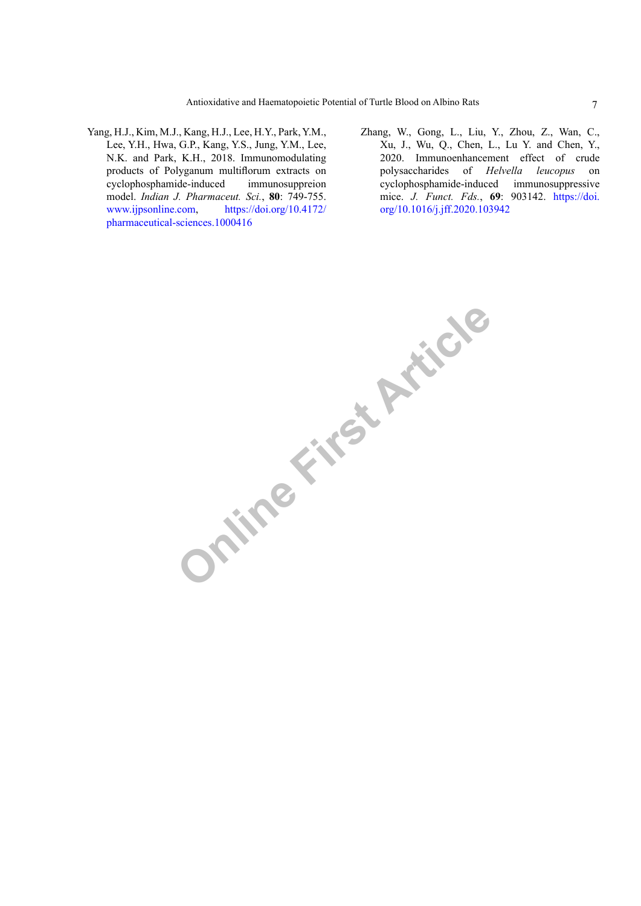Yang, H.J., Kim, M.J., Kang, H.J., Lee, H.Y., Park, Y.M., Lee, Y.H., Hwa, G.P., Kang, Y.S., Jung, Y.M., Lee, N.K. and Park, K.H., 2018. Immunomodulating products of Polyganum multiflorum extracts on cyclophosphamide-induced immunosuppreion model. *Indian J. Pharmaceut. Sci.*, **80**: 749-755. www.ijpsonline.com, https://doi.org/10.4172/pharmaceutical-sciences.1000416

Zhang, W., Gong, L., Liu, Y., Zhou, Z., Wan, C., Xu, J., Wu, Q., Chen, L., Lu Y. and Chen, Y., 2020. Immunoenhancement effect of crude polysaccharides of *Helvella leucopus* on cyclophosphamide-induced immunosuppressive mice. *J. Funct. Fds.*, **69**: 903142. https://doi.org/10.1016/j.jff.2020.103942